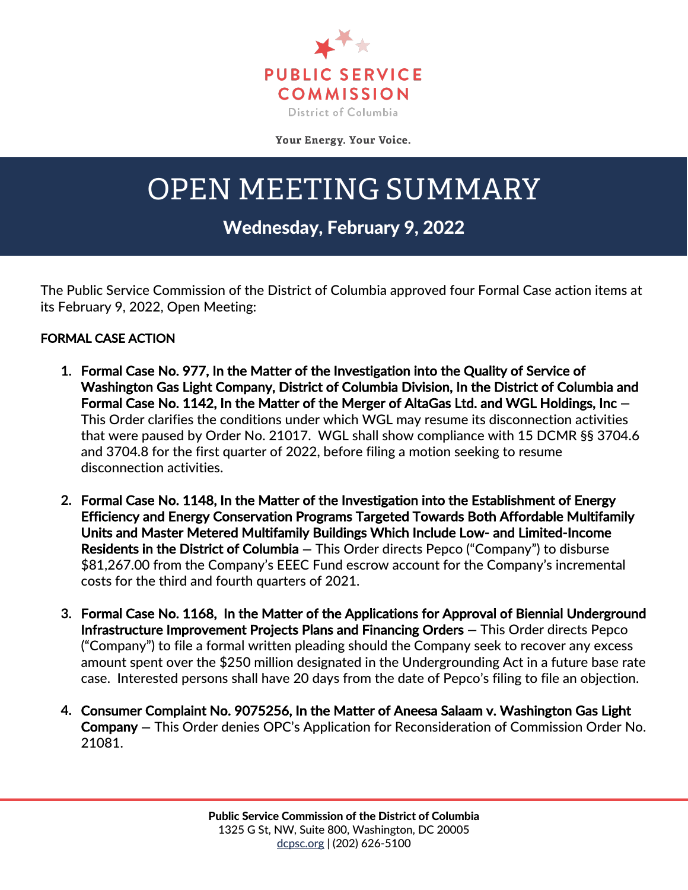# PUBLIC SERVICE COMMISSION

District of Columbia

Your Energy. Your Voice.

# OPEN MEETING SUMMARY

## Wednesday, February 9, 2022

The Public Service Commission of the District of Columbia approved four Formal Case action items at its February 9, 2022, Open Meeting:

**FORMAL CASE ACTION**

1. **Formal Case No. 977, In the Matter of the Investigation into the Quality of Service of Washington Gas Light Company, District of Columbia Division, In the District of Columbia and Formal Case No. 1142, In the Matter of the Merger of AltaGas Ltd. and WGL Holdings, Inc** – This Order clarifies the conditions under which WGL may resume its disconnection activities that were paused by Order No. 21017. WGL shall show compliance with 15 DCMR §§ 3704.6 and 3704.8 for the first quarter of 2022, before filing a motion seeking to resume disconnection activities.

2. **Formal Case No. 1148, In the Matter of the Investigation into the Establishment of Energy Efficiency and Energy Conservation Programs Targeted Towards Both Affordable Multifamily Units and Master Metered Multifamily Buildings Which Include Low- and Limited-Income Residents in the District of Columbia** – This Order directs Pepco ("Company") to disburse $81,267.00 from the Company's EEEC Fund escrow account for the Company's incremental costs for the third and fourth quarters of 2021.

3. **Formal Case No. 1168, In the Matter of the Applications for Approval of Biennial Underground Infrastructure Improvement Projects Plans and Financing Orders** – This Order directs Pepco ("Company") to file a formal written pleading should the Company seek to recover any excess amount spent over the $250 million designated in the Undergrounding Act in a future base rate case. Interested persons shall have 20 days from the date of Pepco's filing to file an objection.

4. **Consumer Complaint No. 9075256, In the Matter of Aneesa Salaam v. Washington Gas Light Company** – This Order denies OPC's Application for Reconsideration of Commission Order No. 21081.

**Public Service Commission of the District of Columbia**
1325 G St, NW, Suite 800, Washington, DC 20005
dcpsc.org | (202) 626-5100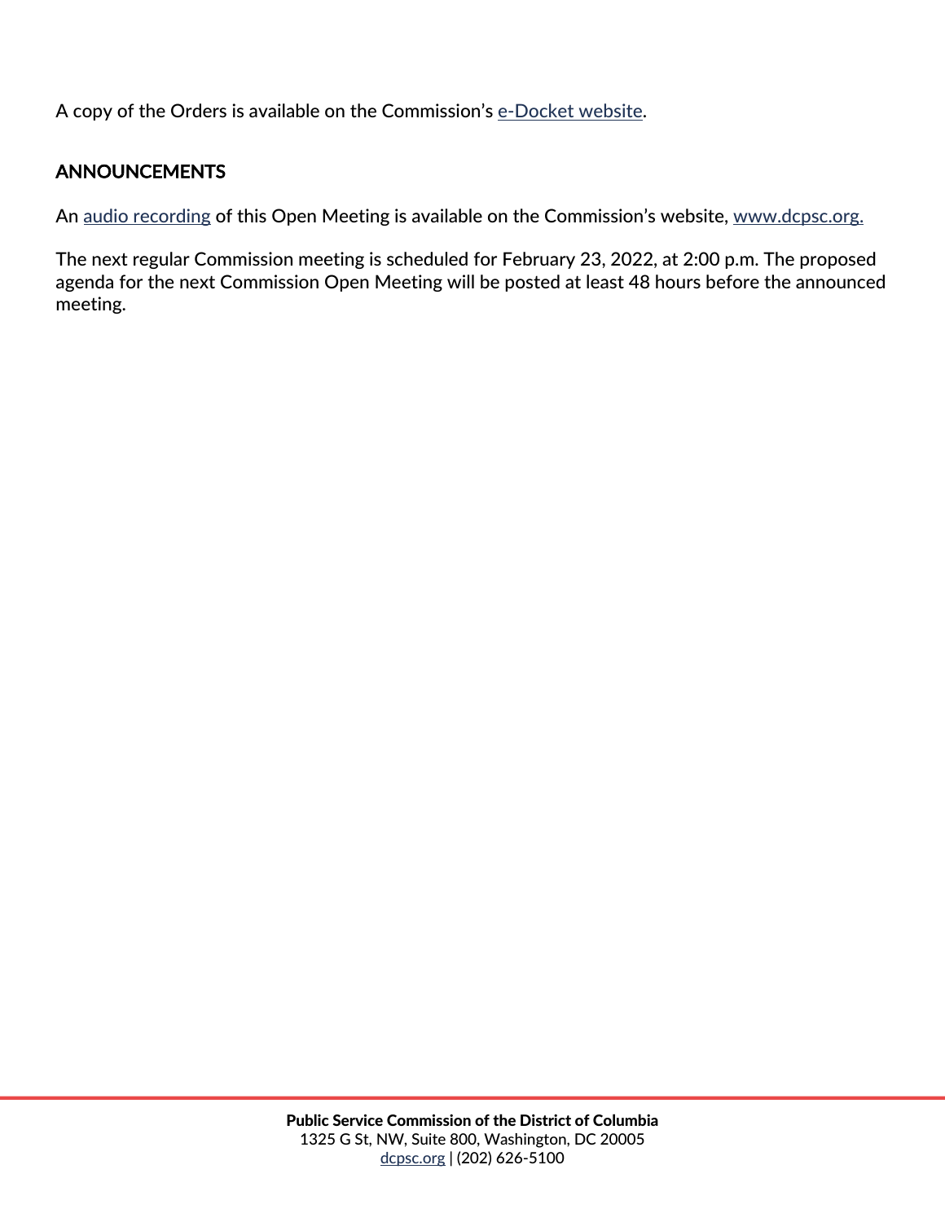A copy of the Orders is available on the Commission's e-Docket website.

## ANNOUNCEMENTS

An audio recording of this Open Meeting is available on the Commission's website, www.dcpsc.org.

The next regular Commission meeting is scheduled for February 23, 2022, at 2:00 p.m. The proposed agenda for the next Commission Open Meeting will be posted at least 48 hours before the announced meeting.